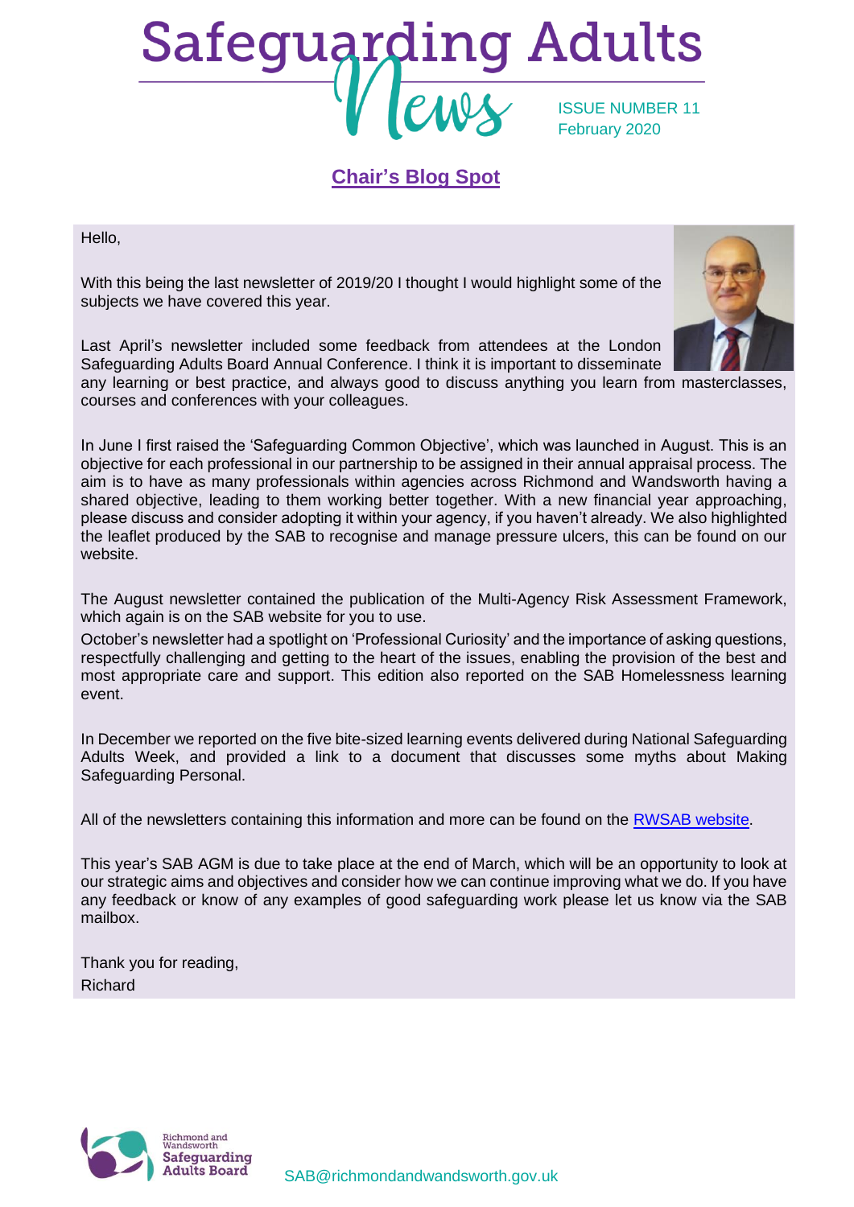# Safeguarding Adults News

ISSUE NUMBER 11
February 2020

## Chair's Blog Spot

Hello,

With this being the last newsletter of 2019/20 I thought I would highlight some of the subjects we have covered this year.

Last April's newsletter included some feedback from attendees at the London Safeguarding Adults Board Annual Conference. I think it is important to disseminate any learning or best practice, and always good to discuss anything you learn from masterclasses, courses and conferences with your colleagues.

In June I first raised the 'Safeguarding Common Objective', which was launched in August. This is an objective for each professional in our partnership to be assigned in their annual appraisal process. The aim is to have as many professionals within agencies across Richmond and Wandsworth having a shared objective, leading to them working better together. With a new financial year approaching, please discuss and consider adopting it within your agency, if you haven't already. We also highlighted the leaflet produced by the SAB to recognise and manage pressure ulcers, this can be found on our website.

The August newsletter contained the publication of the Multi-Agency Risk Assessment Framework, which again is on the SAB website for you to use.

October's newsletter had a spotlight on 'Professional Curiosity' and the importance of asking questions, respectfully challenging and getting to the heart of the issues, enabling the provision of the best and most appropriate care and support. This edition also reported on the SAB Homelessness learning event.

In December we reported on the five bite-sized learning events delivered during National Safeguarding Adults Week, and provided a link to a document that discusses some myths about Making Safeguarding Personal.

All of the newsletters containing this information and more can be found on the RWSAB website.

This year's SAB AGM is due to take place at the end of March, which will be an opportunity to look at our strategic aims and objectives and consider how we can continue improving what we do. If you have any feedback or know of any examples of good safeguarding work please let us know via the SAB mailbox.

Thank you for reading,
Richard

Richmond and Wandsworth Safeguarding Adults Board

SAB@richmondandwandsworth.gov.uk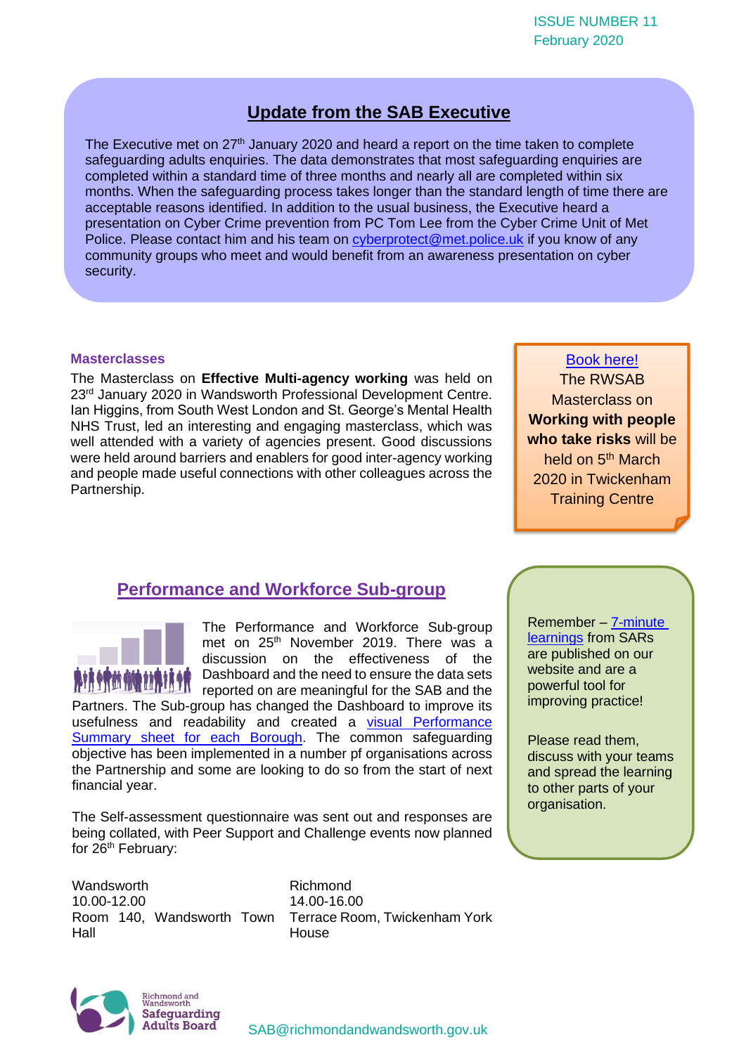ISSUE NUMBER 11
February 2020

## Update from the SAB Executive

The Executive met on 27th January 2020 and heard a report on the time taken to complete safeguarding adults enquiries. The data demonstrates that most safeguarding enquiries are completed within a standard time of three months and nearly all are completed within six months. When the safeguarding process takes longer than the standard length of time there are acceptable reasons identified. In addition to the usual business, the Executive heard a presentation on Cyber Crime prevention from PC Tom Lee from the Cyber Crime Unit of Met Police. Please contact him and his team on cyberprotect@met.police.uk if you know of any community groups who meet and would benefit from an awareness presentation on cyber security.

### Masterclasses

The Masterclass on **Effective Multi-agency working** was held on 23rd January 2020 in Wandsworth Professional Development Centre. Ian Higgins, from South West London and St. George's Mental Health NHS Trust, led an interesting and engaging masterclass, which was well attended with a variety of agencies present. Good discussions were held around barriers and enablers for good inter-agency working and people made useful connections with other colleagues across the Partnership.

Book here!
The RWSAB Masterclass on **Working with people who take risks** will be held on 5th March 2020 in Twickenham Training Centre

## Performance and Workforce Sub-group

The Performance and Workforce Sub-group met on 25th November 2019. There was a discussion on the effectiveness of the Dashboard and the need to ensure the data sets reported on are meaningful for the SAB and the Partners. The Sub-group has changed the Dashboard to improve its usefulness and readability and created a visual Performance Summary sheet for each Borough. The common safeguarding objective has been implemented in a number pf organisations across the Partnership and some are looking to do so from the start of next financial year.

The Self-assessment questionnaire was sent out and responses are being collated, with Peer Support and Challenge events now planned for 26th February:

| Wandsworth | Richmond |
| --- | --- |
| 10.00-12.00 | 14.00-16.00 |
| Room 140, Wandsworth Town Hall | Terrace Room, Twickenham York House |

Remember – 7-minute learnings from SARs are published on our website and are a powerful tool for improving practice!

Please read them, discuss with your teams and spread the learning to other parts of your organisation.

Richmond and Wandsworth Safeguarding Adults Board

SAB@richmondandwandsworth.gov.uk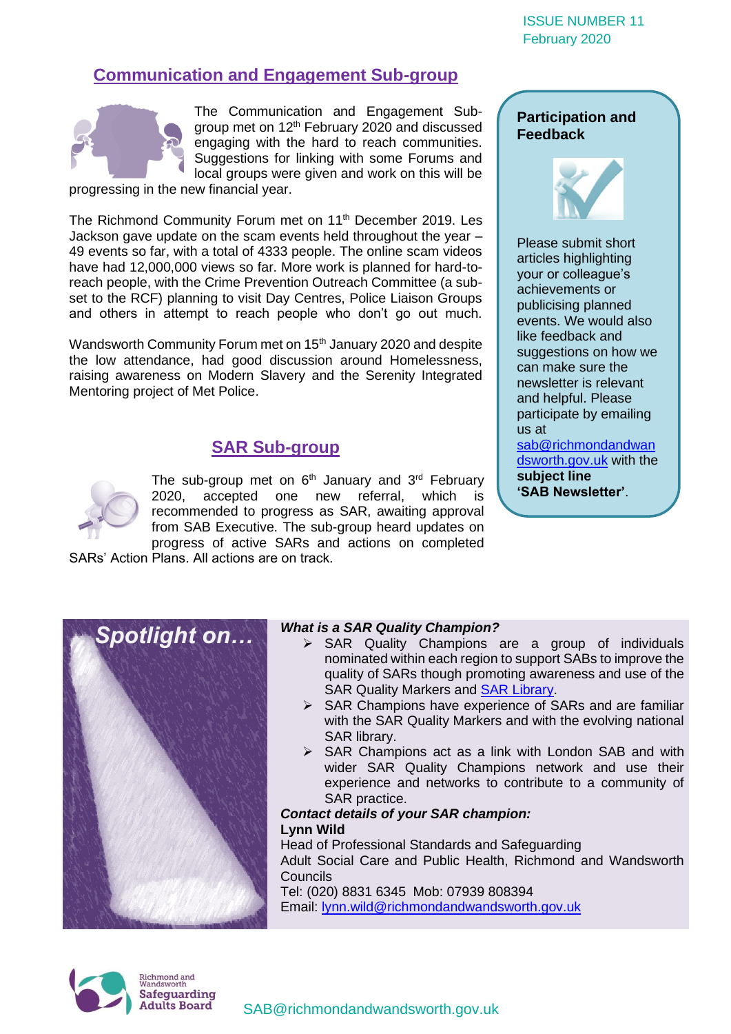## Communication and Engagement Sub-group

The Communication and Engagement Sub-group met on 12th February 2020 and discussed engaging with the hard to reach communities. Suggestions for linking with some Forums and local groups were given and work on this will be progressing in the new financial year.

The Richmond Community Forum met on 11th December 2019. Les Jackson gave update on the scam events held throughout the year – 49 events so far, with a total of 4333 people. The online scam videos have had 12,000,000 views so far. More work is planned for hard-to-reach people, with the Crime Prevention Outreach Committee (a sub-set to the RCF) planning to visit Day Centres, Police Liaison Groups and others in attempt to reach people who don't go out much.

Wandsworth Community Forum met on 15th January 2020 and despite the low attendance, had good discussion around Homelessness, raising awareness on Modern Slavery and the Serenity Integrated Mentoring project of Met Police.

## SAR Sub-group

The sub-group met on 6th January and 3rd February 2020, accepted one new referral, which is recommended to progress as SAR, awaiting approval from SAB Executive. The sub-group heard updates on progress of active SARs and actions on completed SARs' Action Plans. All actions are on track.

### Participation and Feedback

Please submit short articles highlighting your or colleague's achievements or publicising planned events. We would also like feedback and suggestions on how we can make sure the newsletter is relevant and helpful. Please participate by emailing us at sab@richmondandwandsworth.gov.uk with the **subject line 'SAB Newsletter'**.

## Spotlight on…

***What is a SAR Quality Champion?***

- SAR Quality Champions are a group of individuals nominated within each region to support SABs to improve the quality of SARs though promoting awareness and use of the SAR Quality Markers and SAR Library.
- SAR Champions have experience of SARs and are familiar with the SAR Quality Markers and with the evolving national SAR library.
- SAR Champions act as a link with London SAB and with wider SAR Quality Champions network and use their experience and networks to contribute to a community of SAR practice.

***Contact details of your SAR champion:***

**Lynn Wild**
Head of Professional Standards and Safeguarding
Adult Social Care and Public Health, Richmond and Wandsworth Councils
Tel: (020) 8831 6345 Mob: 07939 808394
Email: lynn.wild@richmondandwandsworth.gov.uk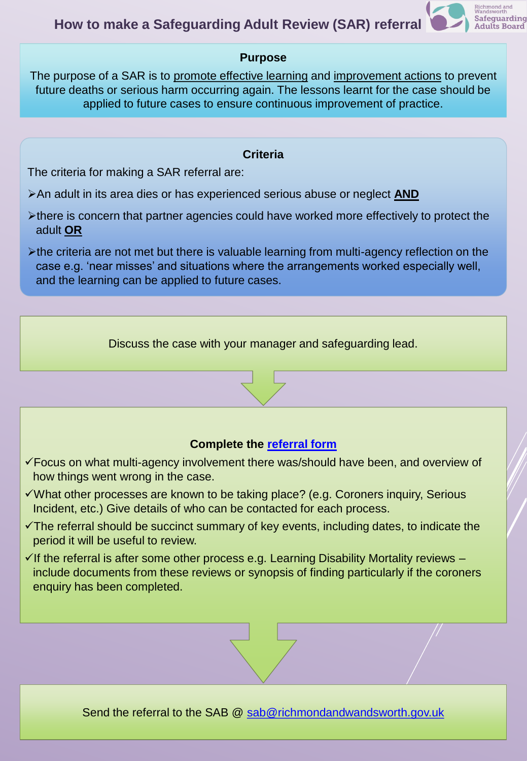# How to make a Safeguarding Adult Review (SAR) referral

Richmond and Wandsworth Safeguarding Adults Board

## Purpose

The purpose of a SAR is to promote effective learning and improvement actions to prevent future deaths or serious harm occurring again. The lessons learnt for the case should be applied to future cases to ensure continuous improvement of practice.

## Criteria

The criteria for making a SAR referral are:

- An adult in its area dies or has experienced serious abuse or neglect **AND**
- there is concern that partner agencies could have worked more effectively to protect the adult **OR**
- the criteria are not met but there is valuable learning from multi-agency reflection on the case e.g. 'near misses' and situations where the arrangements worked especially well, and the learning can be applied to future cases.

Discuss the case with your manager and safeguarding lead.

↓

**Complete the referral form**

- ✓ Focus on what multi-agency involvement there was/should have been, and overview of how things went wrong in the case.
- ✓ What other processes are known to be taking place? (e.g. Coroners inquiry, Serious Incident, etc.) Give details of who can be contacted for each process.
- ✓ The referral should be succinct summary of key events, including dates, to indicate the period it will be useful to review.
- ✓ If the referral is after some other process e.g. Learning Disability Mortality reviews – include documents from these reviews or synopsis of finding particularly if the coroners enquiry has been completed.

↓

Send the referral to the SAB @ sab@richmondandwandsworth.gov.uk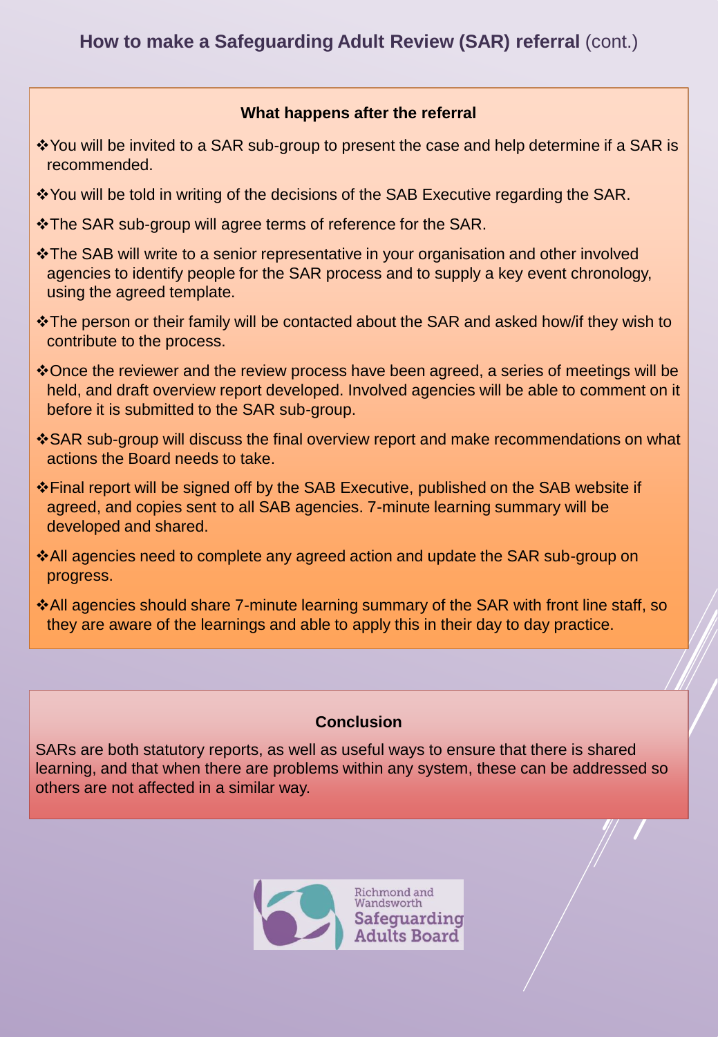## How to make a Safeguarding Adult Review (SAR) referral (cont.)

### What happens after the referral

- You will be invited to a SAR sub-group to present the case and help determine if a SAR is recommended.
- You will be told in writing of the decisions of the SAB Executive regarding the SAR.
- The SAR sub-group will agree terms of reference for the SAR.
- The SAB will write to a senior representative in your organisation and other involved agencies to identify people for the SAR process and to supply a key event chronology, using the agreed template.
- The person or their family will be contacted about the SAR and asked how/if they wish to contribute to the process.
- Once the reviewer and the review process have been agreed, a series of meetings will be held, and draft overview report developed. Involved agencies will be able to comment on it before it is submitted to the SAR sub-group.
- SAR sub-group will discuss the final overview report and make recommendations on what actions the Board needs to take.
- Final report will be signed off by the SAB Executive, published on the SAB website if agreed, and copies sent to all SAB agencies. 7-minute learning summary will be developed and shared.
- All agencies need to complete any agreed action and update the SAR sub-group on progress.
- All agencies should share 7-minute learning summary of the SAR with front line staff, so they are aware of the learnings and able to apply this in their day to day practice.

### Conclusion

SARs are both statutory reports, as well as useful ways to ensure that there is shared learning, and that when there are problems within any system, these can be addressed so others are not affected in a similar way.

Richmond and Wandsworth Safeguarding Adults Board